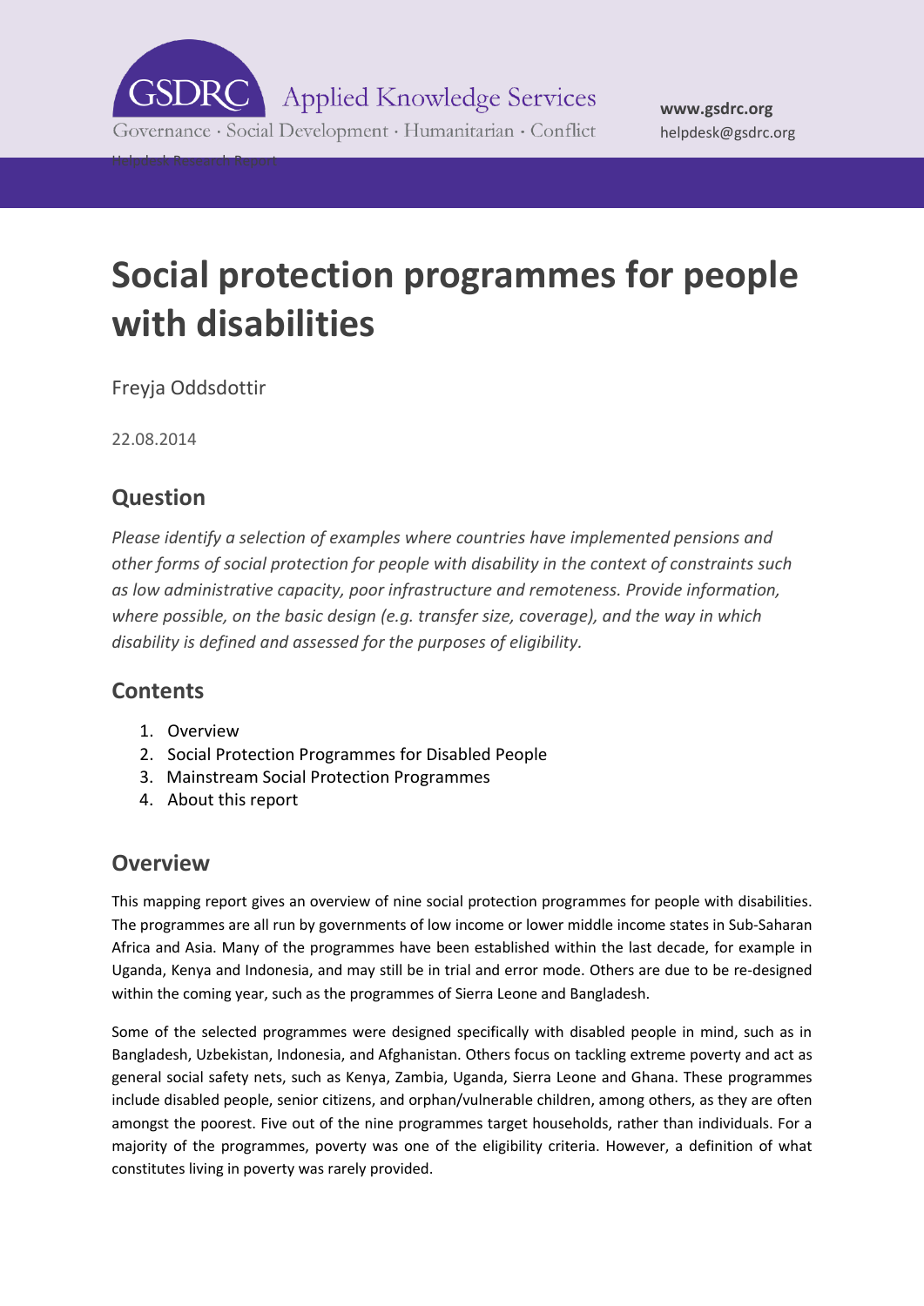GSDRC Applied Knowledge Services

Governance · Social Development · Humanitarian · Conflict

**www.gsdrc.org**
helpdesk@gsdrc.org

Helpdesk Research Report

# Social protection programmes for people with disabilities

Freyja Oddsdottir

22.08.2014

## Question

*Please identify a selection of examples where countries have implemented pensions and other forms of social protection for people with disability in the context of constraints such as low administrative capacity, poor infrastructure and remoteness. Provide information, where possible, on the basic design (e.g. transfer size, coverage), and the way in which disability is defined and assessed for the purposes of eligibility.*

## Contents

1. Overview
2. Social Protection Programmes for Disabled People
3. Mainstream Social Protection Programmes
4. About this report

## Overview

This mapping report gives an overview of nine social protection programmes for people with disabilities. The programmes are all run by governments of low income or lower middle income states in Sub-Saharan Africa and Asia. Many of the programmes have been established within the last decade, for example in Uganda, Kenya and Indonesia, and may still be in trial and error mode. Others are due to be re-designed within the coming year, such as the programmes of Sierra Leone and Bangladesh.

Some of the selected programmes were designed specifically with disabled people in mind, such as in Bangladesh, Uzbekistan, Indonesia, and Afghanistan. Others focus on tackling extreme poverty and act as general social safety nets, such as Kenya, Zambia, Uganda, Sierra Leone and Ghana. These programmes include disabled people, senior citizens, and orphan/vulnerable children, among others, as they are often amongst the poorest. Five out of the nine programmes target households, rather than individuals. For a majority of the programmes, poverty was one of the eligibility criteria. However, a definition of what constitutes living in poverty was rarely provided.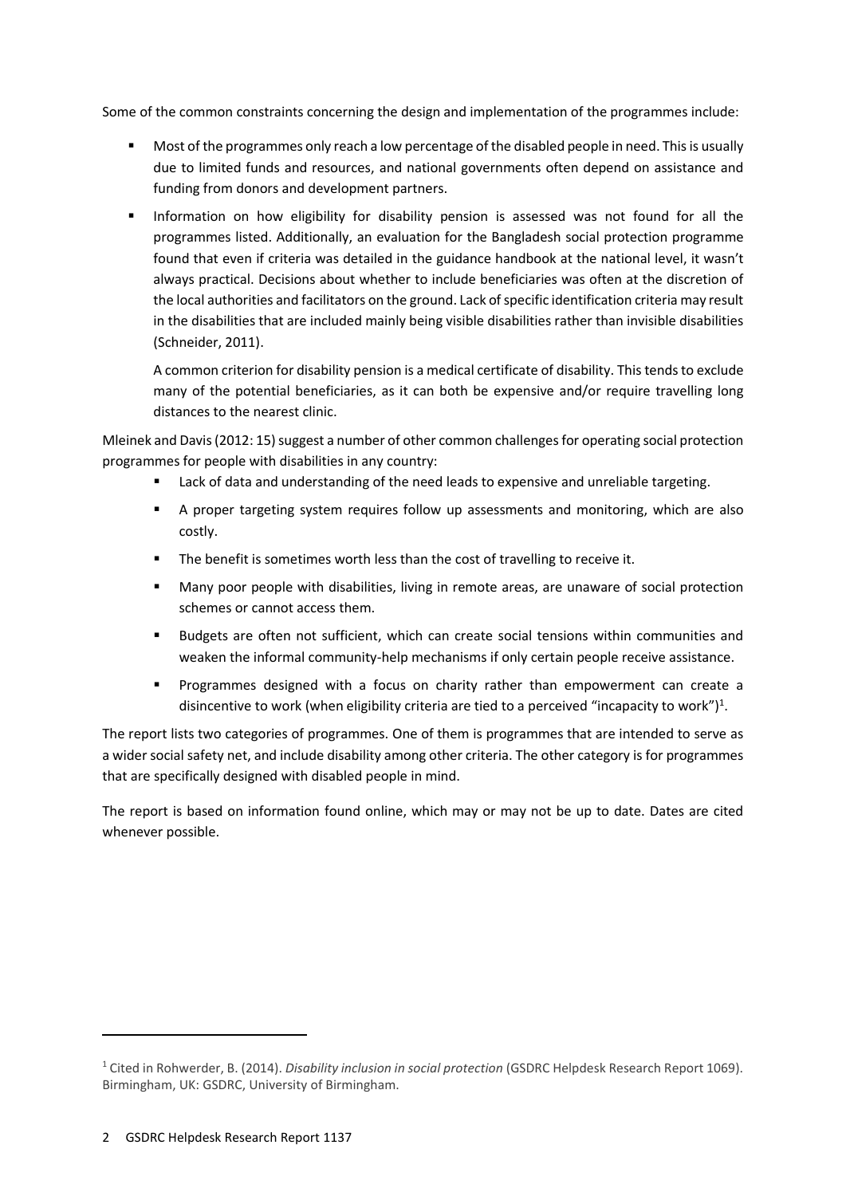Some of the common constraints concerning the design and implementation of the programmes include:

- Most of the programmes only reach a low percentage of the disabled people in need. This is usually due to limited funds and resources, and national governments often depend on assistance and funding from donors and development partners.
- Information on how eligibility for disability pension is assessed was not found for all the programmes listed. Additionally, an evaluation for the Bangladesh social protection programme found that even if criteria was detailed in the guidance handbook at the national level, it wasn't always practical. Decisions about whether to include beneficiaries was often at the discretion of the local authorities and facilitators on the ground. Lack of specific identification criteria may result in the disabilities that are included mainly being visible disabilities rather than invisible disabilities (Schneider, 2011).

  A common criterion for disability pension is a medical certificate of disability. This tends to exclude many of the potential beneficiaries, as it can both be expensive and/or require travelling long distances to the nearest clinic.

Mleinek and Davis (2012: 15) suggest a number of other common challenges for operating social protection programmes for people with disabilities in any country:

- Lack of data and understanding of the need leads to expensive and unreliable targeting.
- A proper targeting system requires follow up assessments and monitoring, which are also costly.
- The benefit is sometimes worth less than the cost of travelling to receive it.
- Many poor people with disabilities, living in remote areas, are unaware of social protection schemes or cannot access them.
- Budgets are often not sufficient, which can create social tensions within communities and weaken the informal community-help mechanisms if only certain people receive assistance.
- Programmes designed with a focus on charity rather than empowerment can create a disincentive to work (when eligibility criteria are tied to a perceived "incapacity to work")[1].

The report lists two categories of programmes. One of them is programmes that are intended to serve as a wider social safety net, and include disability among other criteria. The other category is for programmes that are specifically designed with disabled people in mind.

The report is based on information found online, which may or may not be up to date. Dates are cited whenever possible.

---

[1] Cited in Rohwerder, B. (2014). *Disability inclusion in social protection* (GSDRC Helpdesk Research Report 1069). Birmingham, UK: GSDRC, University of Birmingham.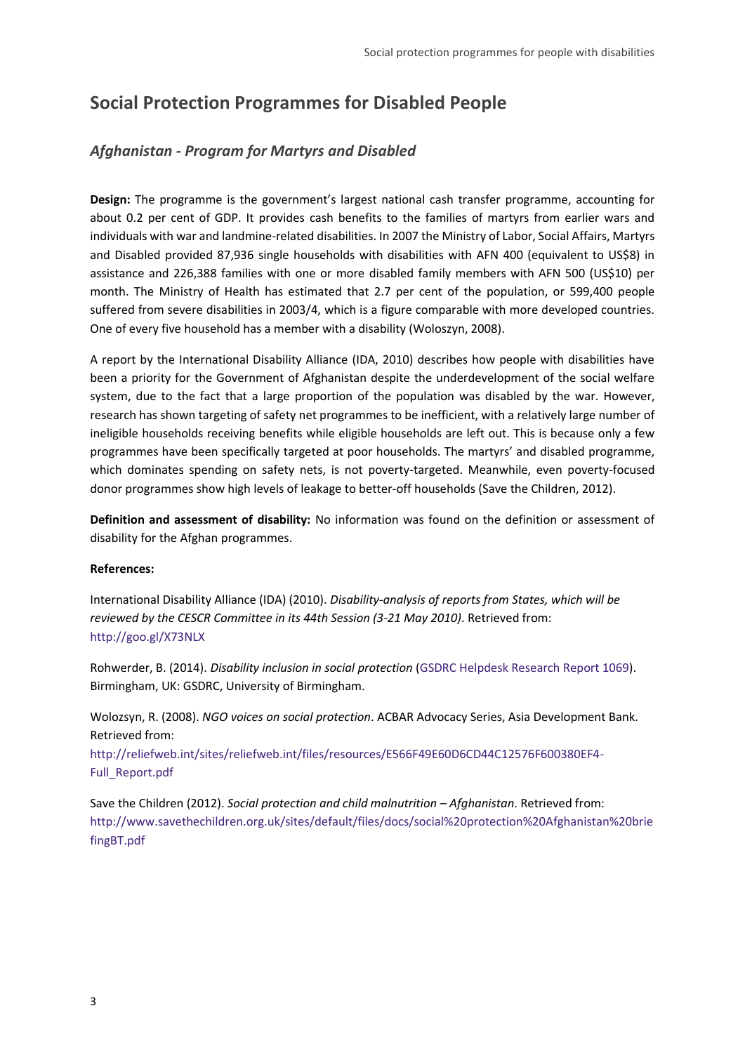# Social Protection Programmes for Disabled People

## *Afghanistan - Program for Martyrs and Disabled*

**Design:** The programme is the government's largest national cash transfer programme, accounting for about 0.2 per cent of GDP. It provides cash benefits to the families of martyrs from earlier wars and individuals with war and landmine-related disabilities. In 2007 the Ministry of Labor, Social Affairs, Martyrs and Disabled provided 87,936 single households with disabilities with AFN 400 (equivalent to US$8) in assistance and 226,388 families with one or more disabled family members with AFN 500 (US$10) per month. The Ministry of Health has estimated that 2.7 per cent of the population, or 599,400 people suffered from severe disabilities in 2003/4, which is a figure comparable with more developed countries. One of every five household has a member with a disability (Woloszyn, 2008).

A report by the International Disability Alliance (IDA, 2010) describes how people with disabilities have been a priority for the Government of Afghanistan despite the underdevelopment of the social welfare system, due to the fact that a large proportion of the population was disabled by the war. However, research has shown targeting of safety net programmes to be inefficient, with a relatively large number of ineligible households receiving benefits while eligible households are left out. This is because only a few programmes have been specifically targeted at poor households. The martyrs' and disabled programme, which dominates spending on safety nets, is not poverty-targeted. Meanwhile, even poverty-focused donor programmes show high levels of leakage to better-off households (Save the Children, 2012).

**Definition and assessment of disability:** No information was found on the definition or assessment of disability for the Afghan programmes.

**References:**

International Disability Alliance (IDA) (2010). *Disability-analysis of reports from States, which will be reviewed by the CESCR Committee in its 44th Session (3-21 May 2010)*. Retrieved from: http://goo.gl/X73NLX

Rohwerder, B. (2014). *Disability inclusion in social protection* (GSDRC Helpdesk Research Report 1069). Birmingham, UK: GSDRC, University of Birmingham.

Wolozsyn, R. (2008). *NGO voices on social protection*. ACBAR Advocacy Series, Asia Development Bank. Retrieved from: http://reliefweb.int/sites/reliefweb.int/files/resources/E566F49E60D6CD44C12576F600380EF4-Full_Report.pdf

Save the Children (2012). *Social protection and child malnutrition – Afghanistan*. Retrieved from: http://www.savethechildren.org.uk/sites/default/files/docs/social%20protection%20Afghanistan%20briefingBT.pdf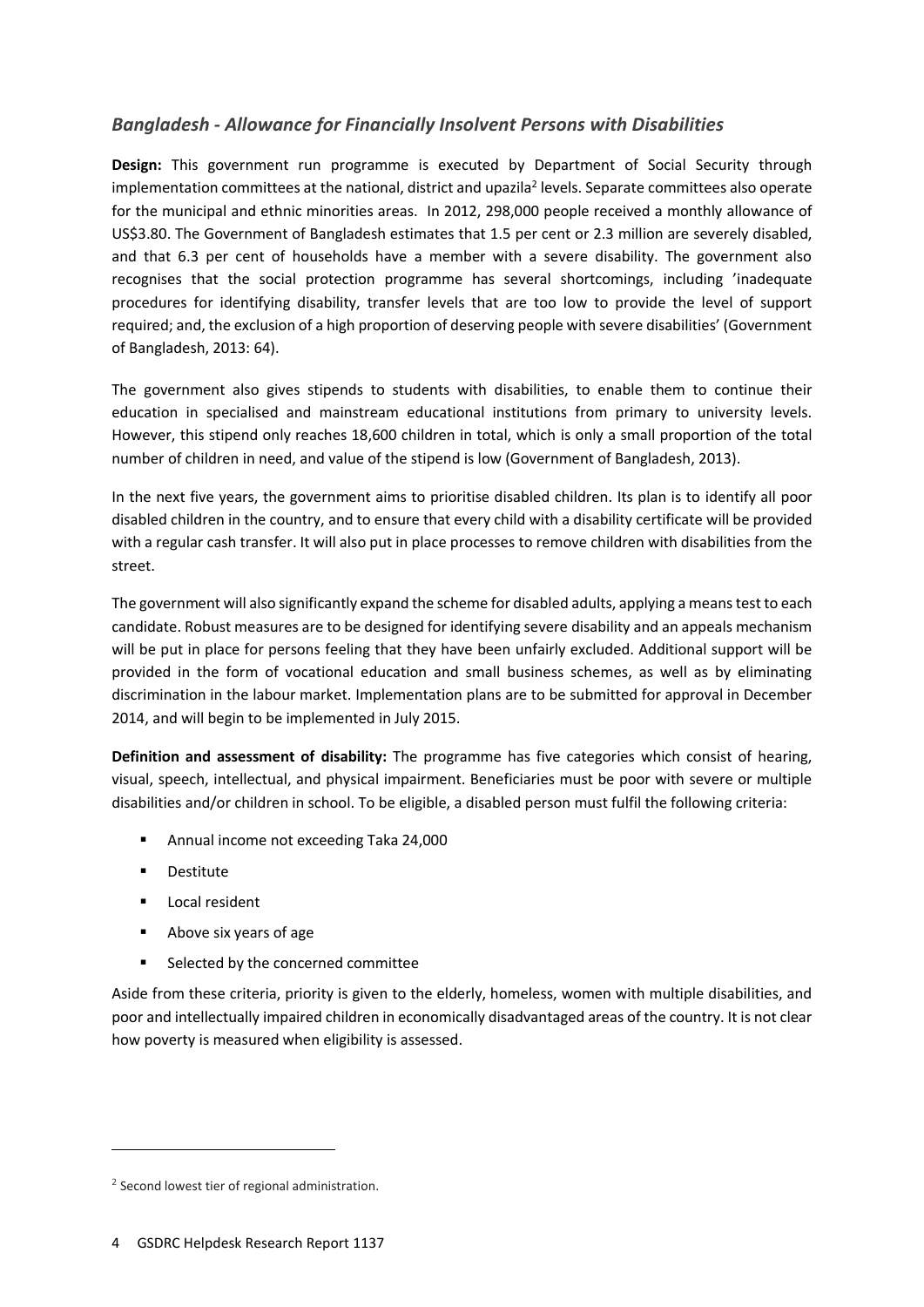## *Bangladesh - Allowance for Financially Insolvent Persons with Disabilities*

**Design:** This government run programme is executed by Department of Social Security through implementation committees at the national, district and upazila[2] levels. Separate committees also operate for the municipal and ethnic minorities areas. In 2012, 298,000 people received a monthly allowance of US$3.80. The Government of Bangladesh estimates that 1.5 per cent or 2.3 million are severely disabled, and that 6.3 per cent of households have a member with a severe disability. The government also recognises that the social protection programme has several shortcomings, including 'inadequate procedures for identifying disability, transfer levels that are too low to provide the level of support required; and, the exclusion of a high proportion of deserving people with severe disabilities' (Government of Bangladesh, 2013: 64).

The government also gives stipends to students with disabilities, to enable them to continue their education in specialised and mainstream educational institutions from primary to university levels. However, this stipend only reaches 18,600 children in total, which is only a small proportion of the total number of children in need, and value of the stipend is low (Government of Bangladesh, 2013).

In the next five years, the government aims to prioritise disabled children. Its plan is to identify all poor disabled children in the country, and to ensure that every child with a disability certificate will be provided with a regular cash transfer. It will also put in place processes to remove children with disabilities from the street.

The government will also significantly expand the scheme for disabled adults, applying a means test to each candidate. Robust measures are to be designed for identifying severe disability and an appeals mechanism will be put in place for persons feeling that they have been unfairly excluded. Additional support will be provided in the form of vocational education and small business schemes, as well as by eliminating discrimination in the labour market. Implementation plans are to be submitted for approval in December 2014, and will begin to be implemented in July 2015.

**Definition and assessment of disability:** The programme has five categories which consist of hearing, visual, speech, intellectual, and physical impairment. Beneficiaries must be poor with severe or multiple disabilities and/or children in school. To be eligible, a disabled person must fulfil the following criteria:

- Annual income not exceeding Taka 24,000
- Destitute
- Local resident
- Above six years of age
- Selected by the concerned committee

Aside from these criteria, priority is given to the elderly, homeless, women with multiple disabilities, and poor and intellectually impaired children in economically disadvantaged areas of the country. It is not clear how poverty is measured when eligibility is assessed.

[2] Second lowest tier of regional administration.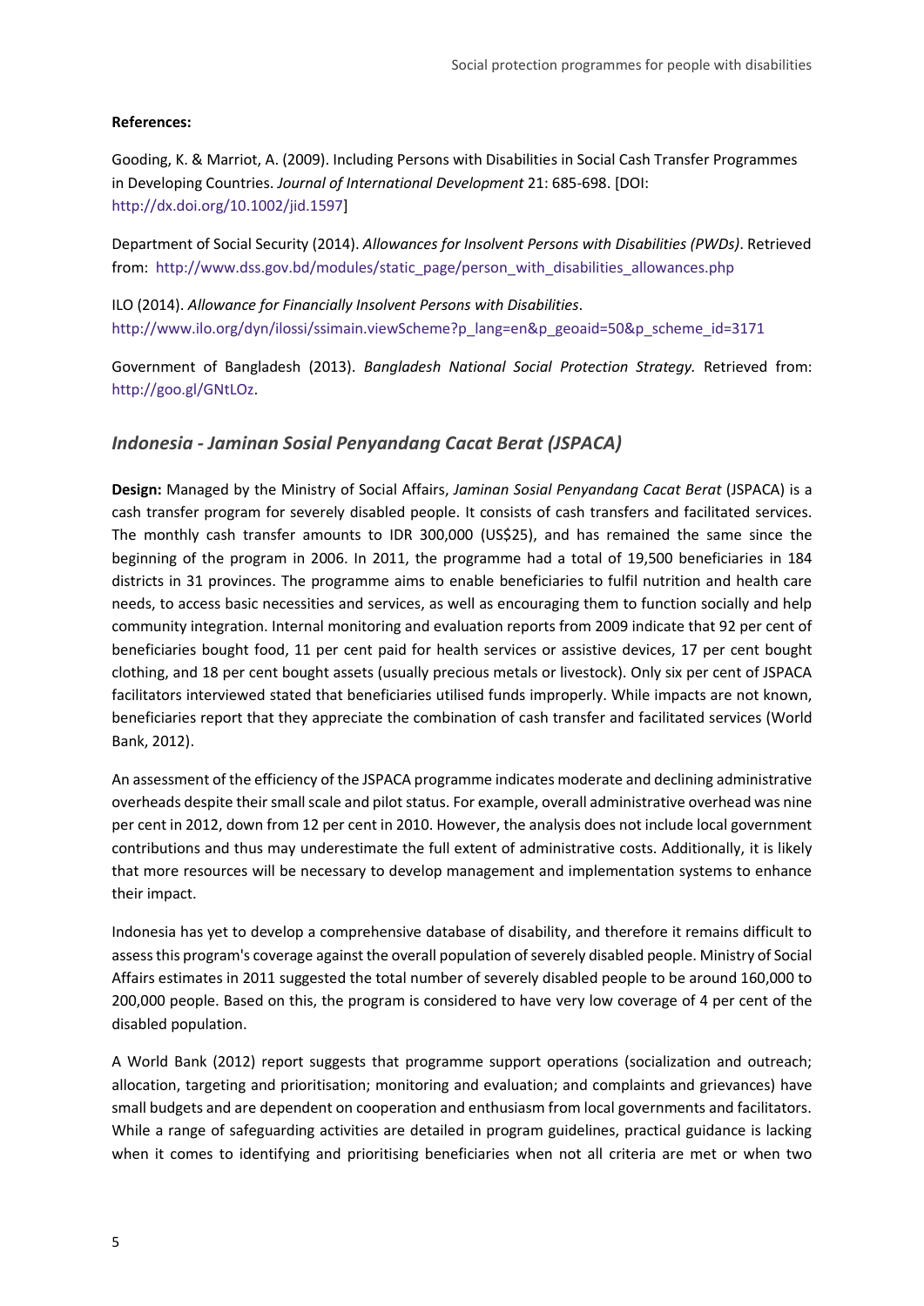**References:**

Gooding, K. & Marriot, A. (2009). Including Persons with Disabilities in Social Cash Transfer Programmes in Developing Countries. *Journal of International Development* 21: 685-698. [DOI: http://dx.doi.org/10.1002/jid.1597]

Department of Social Security (2014). *Allowances for Insolvent Persons with Disabilities (PWDs)*. Retrieved from: http://www.dss.gov.bd/modules/static_page/person_with_disabilities_allowances.php

ILO (2014). *Allowance for Financially Insolvent Persons with Disabilities*. http://www.ilo.org/dyn/ilossi/ssimain.viewScheme?p_lang=en&p_geoaid=50&p_scheme_id=3171

Government of Bangladesh (2013). *Bangladesh National Social Protection Strategy.* Retrieved from: http://goo.gl/GNtLOz.

## *Indonesia - Jaminan Sosial Penyandang Cacat Berat (JSPACA)*

**Design:** Managed by the Ministry of Social Affairs, *Jaminan Sosial Penyandang Cacat Berat* (JSPACA) is a cash transfer program for severely disabled people. It consists of cash transfers and facilitated services. The monthly cash transfer amounts to IDR 300,000 (US$25), and has remained the same since the beginning of the program in 2006. In 2011, the programme had a total of 19,500 beneficiaries in 184 districts in 31 provinces. The programme aims to enable beneficiaries to fulfil nutrition and health care needs, to access basic necessities and services, as well as encouraging them to function socially and help community integration. Internal monitoring and evaluation reports from 2009 indicate that 92 per cent of beneficiaries bought food, 11 per cent paid for health services or assistive devices, 17 per cent bought clothing, and 18 per cent bought assets (usually precious metals or livestock). Only six per cent of JSPACA facilitators interviewed stated that beneficiaries utilised funds improperly. While impacts are not known, beneficiaries report that they appreciate the combination of cash transfer and facilitated services (World Bank, 2012).

An assessment of the efficiency of the JSPACA programme indicates moderate and declining administrative overheads despite their small scale and pilot status. For example, overall administrative overhead was nine per cent in 2012, down from 12 per cent in 2010. However, the analysis does not include local government contributions and thus may underestimate the full extent of administrative costs. Additionally, it is likely that more resources will be necessary to develop management and implementation systems to enhance their impact.

Indonesia has yet to develop a comprehensive database of disability, and therefore it remains difficult to assess this program's coverage against the overall population of severely disabled people. Ministry of Social Affairs estimates in 2011 suggested the total number of severely disabled people to be around 160,000 to 200,000 people. Based on this, the program is considered to have very low coverage of 4 per cent of the disabled population.

A World Bank (2012) report suggests that programme support operations (socialization and outreach; allocation, targeting and prioritisation; monitoring and evaluation; and complaints and grievances) have small budgets and are dependent on cooperation and enthusiasm from local governments and facilitators. While a range of safeguarding activities are detailed in program guidelines, practical guidance is lacking when it comes to identifying and prioritising beneficiaries when not all criteria are met or when two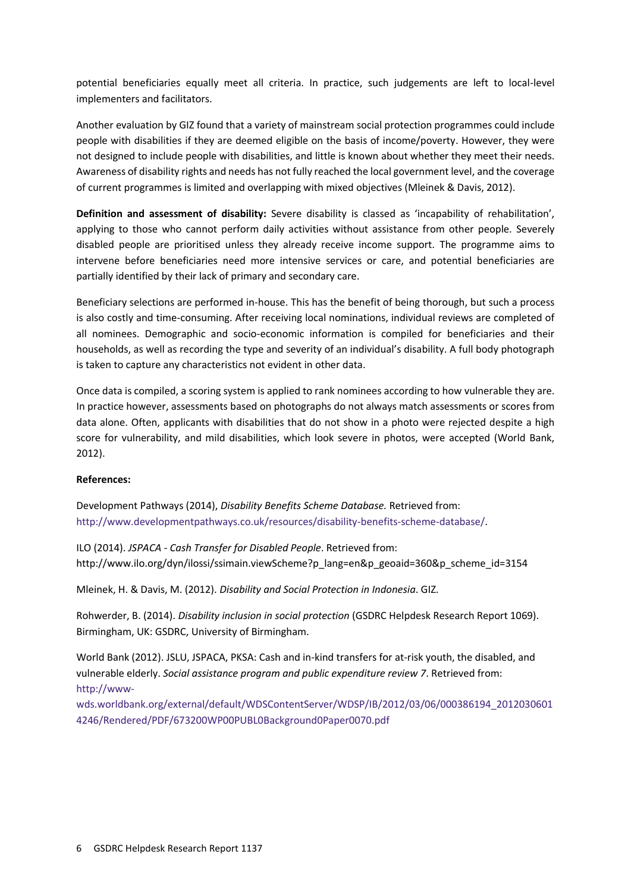potential beneficiaries equally meet all criteria. In practice, such judgements are left to local-level implementers and facilitators.

Another evaluation by GIZ found that a variety of mainstream social protection programmes could include people with disabilities if they are deemed eligible on the basis of income/poverty. However, they were not designed to include people with disabilities, and little is known about whether they meet their needs. Awareness of disability rights and needs has not fully reached the local government level, and the coverage of current programmes is limited and overlapping with mixed objectives (Mleinek & Davis, 2012).

**Definition and assessment of disability:** Severe disability is classed as 'incapability of rehabilitation', applying to those who cannot perform daily activities without assistance from other people. Severely disabled people are prioritised unless they already receive income support. The programme aims to intervene before beneficiaries need more intensive services or care, and potential beneficiaries are partially identified by their lack of primary and secondary care.

Beneficiary selections are performed in-house. This has the benefit of being thorough, but such a process is also costly and time-consuming. After receiving local nominations, individual reviews are completed of all nominees. Demographic and socio-economic information is compiled for beneficiaries and their households, as well as recording the type and severity of an individual's disability. A full body photograph is taken to capture any characteristics not evident in other data.

Once data is compiled, a scoring system is applied to rank nominees according to how vulnerable they are. In practice however, assessments based on photographs do not always match assessments or scores from data alone. Often, applicants with disabilities that do not show in a photo were rejected despite a high score for vulnerability, and mild disabilities, which look severe in photos, were accepted (World Bank, 2012).

**References:**

Development Pathways (2014), *Disability Benefits Scheme Database.* Retrieved from: http://www.developmentpathways.co.uk/resources/disability-benefits-scheme-database/.

ILO (2014). *JSPACA - Cash Transfer for Disabled People*. Retrieved from: http://www.ilo.org/dyn/ilossi/ssimain.viewScheme?p_lang=en&p_geoaid=360&p_scheme_id=3154

Mleinek, H. & Davis, M. (2012). *Disability and Social Protection in Indonesia*. GIZ.

Rohwerder, B. (2014). *Disability inclusion in social protection* (GSDRC Helpdesk Research Report 1069). Birmingham, UK: GSDRC, University of Birmingham.

World Bank (2012). JSLU, JSPACA, PKSA: Cash and in-kind transfers for at-risk youth, the disabled, and vulnerable elderly. *Social assistance program and public expenditure review 7*. Retrieved from: http://www-wds.worldbank.org/external/default/WDSContentServer/WDSP/IB/2012/03/06/000386194_20120306014246/Rendered/PDF/673200WP00PUBL0Background0Paper0070.pdf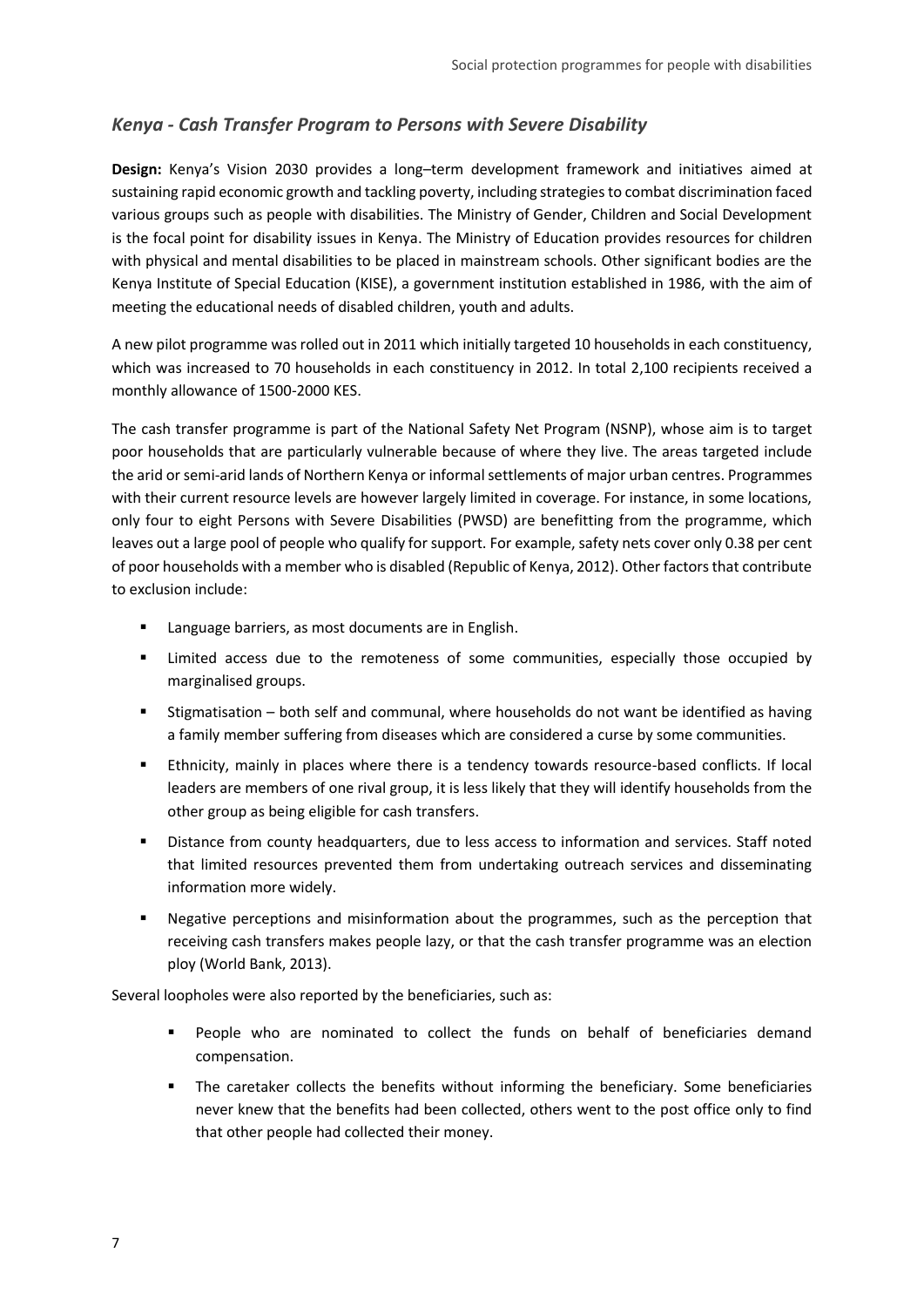## *Kenya - Cash Transfer Program to Persons with Severe Disability*

**Design:** Kenya's Vision 2030 provides a long–term development framework and initiatives aimed at sustaining rapid economic growth and tackling poverty, including strategies to combat discrimination faced various groups such as people with disabilities. The Ministry of Gender, Children and Social Development is the focal point for disability issues in Kenya. The Ministry of Education provides resources for children with physical and mental disabilities to be placed in mainstream schools. Other significant bodies are the Kenya Institute of Special Education (KISE), a government institution established in 1986, with the aim of meeting the educational needs of disabled children, youth and adults.

A new pilot programme was rolled out in 2011 which initially targeted 10 households in each constituency, which was increased to 70 households in each constituency in 2012. In total 2,100 recipients received a monthly allowance of 1500-2000 KES.

The cash transfer programme is part of the National Safety Net Program (NSNP), whose aim is to target poor households that are particularly vulnerable because of where they live. The areas targeted include the arid or semi-arid lands of Northern Kenya or informal settlements of major urban centres. Programmes with their current resource levels are however largely limited in coverage. For instance, in some locations, only four to eight Persons with Severe Disabilities (PWSD) are benefitting from the programme, which leaves out a large pool of people who qualify for support. For example, safety nets cover only 0.38 per cent of poor households with a member who is disabled (Republic of Kenya, 2012). Other factors that contribute to exclusion include:

- Language barriers, as most documents are in English.
- Limited access due to the remoteness of some communities, especially those occupied by marginalised groups.
- Stigmatisation – both self and communal, where households do not want be identified as having a family member suffering from diseases which are considered a curse by some communities.
- Ethnicity, mainly in places where there is a tendency towards resource-based conflicts. If local leaders are members of one rival group, it is less likely that they will identify households from the other group as being eligible for cash transfers.
- Distance from county headquarters, due to less access to information and services. Staff noted that limited resources prevented them from undertaking outreach services and disseminating information more widely.
- Negative perceptions and misinformation about the programmes, such as the perception that receiving cash transfers makes people lazy, or that the cash transfer programme was an election ploy (World Bank, 2013).

Several loopholes were also reported by the beneficiaries, such as:

- People who are nominated to collect the funds on behalf of beneficiaries demand compensation.
- The caretaker collects the benefits without informing the beneficiary. Some beneficiaries never knew that the benefits had been collected, others went to the post office only to find that other people had collected their money.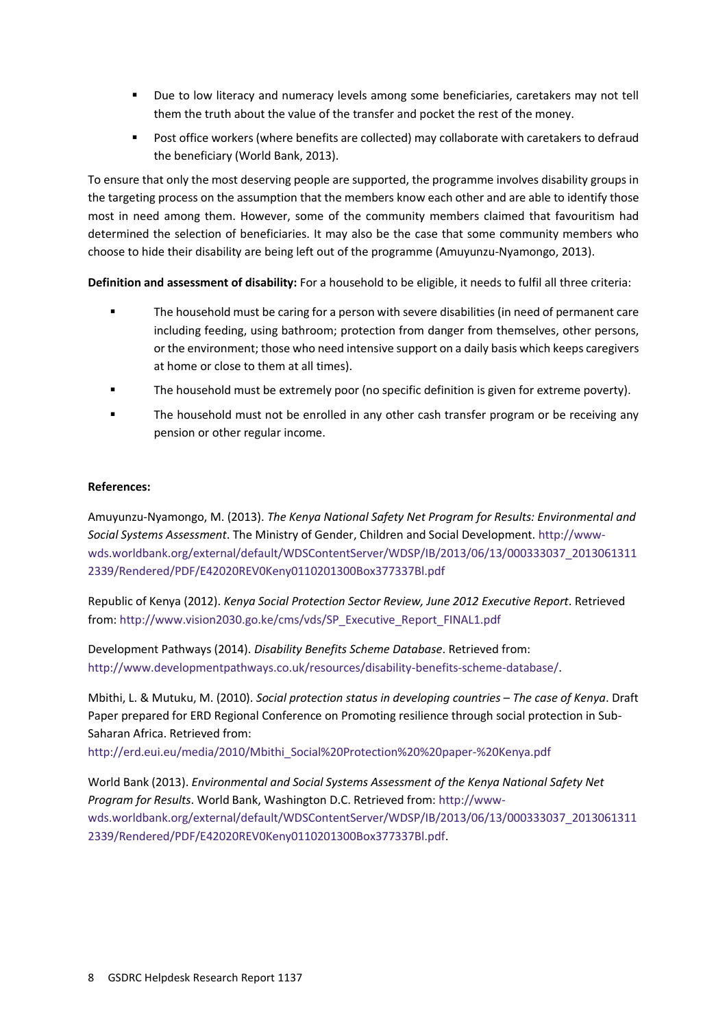- Due to low literacy and numeracy levels among some beneficiaries, caretakers may not tell them the truth about the value of the transfer and pocket the rest of the money.
- Post office workers (where benefits are collected) may collaborate with caretakers to defraud the beneficiary (World Bank, 2013).

To ensure that only the most deserving people are supported, the programme involves disability groups in the targeting process on the assumption that the members know each other and are able to identify those most in need among them. However, some of the community members claimed that favouritism had determined the selection of beneficiaries. It may also be the case that some community members who choose to hide their disability are being left out of the programme (Amuyunzu-Nyamongo, 2013).

**Definition and assessment of disability:** For a household to be eligible, it needs to fulfil all three criteria:

- The household must be caring for a person with severe disabilities (in need of permanent care including feeding, using bathroom; protection from danger from themselves, other persons, or the environment; those who need intensive support on a daily basis which keeps caregivers at home or close to them at all times).
- The household must be extremely poor (no specific definition is given for extreme poverty).
- The household must not be enrolled in any other cash transfer program or be receiving any pension or other regular income.

**References:**

Amuyunzu-Nyamongo, M. (2013). *The Kenya National Safety Net Program for Results: Environmental and Social Systems Assessment*. The Ministry of Gender, Children and Social Development. http://www-wds.worldbank.org/external/default/WDSContentServer/WDSP/IB/2013/06/13/000333037_20130613112339/Rendered/PDF/E42020REV0Keny0110201300Box377337Bl.pdf

Republic of Kenya (2012). *Kenya Social Protection Sector Review, June 2012 Executive Report*. Retrieved from: http://www.vision2030.go.ke/cms/vds/SP_Executive_Report_FINAL1.pdf

Development Pathways (2014). *Disability Benefits Scheme Database*. Retrieved from: http://www.developmentpathways.co.uk/resources/disability-benefits-scheme-database/.

Mbithi, L. & Mutuku, M. (2010). *Social protection status in developing countries – The case of Kenya*. Draft Paper prepared for ERD Regional Conference on Promoting resilience through social protection in Sub-Saharan Africa. Retrieved from: http://erd.eui.eu/media/2010/Mbithi_Social%20Protection%20%20paper-%20Kenya.pdf

World Bank (2013). *Environmental and Social Systems Assessment of the Kenya National Safety Net Program for Results*. World Bank, Washington D.C. Retrieved from: http://www-wds.worldbank.org/external/default/WDSContentServer/WDSP/IB/2013/06/13/000333037_20130613112339/Rendered/PDF/E42020REV0Keny0110201300Box377337Bl.pdf.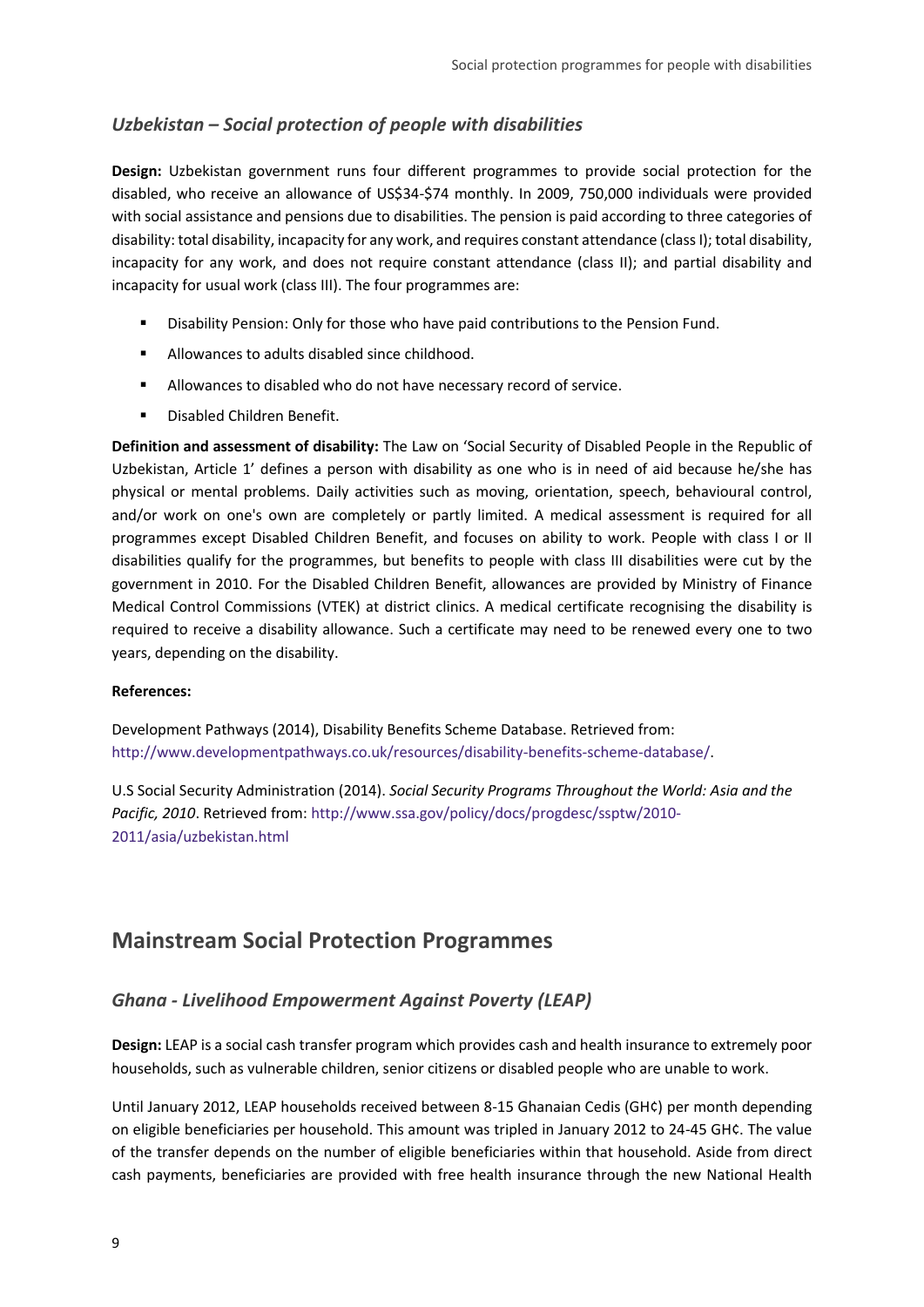### *Uzbekistan – Social protection of people with disabilities*

**Design:** Uzbekistan government runs four different programmes to provide social protection for the disabled, who receive an allowance of US$34-$74 monthly. In 2009, 750,000 individuals were provided with social assistance and pensions due to disabilities. The pension is paid according to three categories of disability: total disability, incapacity for any work, and requires constant attendance (class I); total disability, incapacity for any work, and does not require constant attendance (class II); and partial disability and incapacity for usual work (class III). The four programmes are:

- Disability Pension: Only for those who have paid contributions to the Pension Fund.
- Allowances to adults disabled since childhood.
- Allowances to disabled who do not have necessary record of service.
- Disabled Children Benefit.

**Definition and assessment of disability:** The Law on 'Social Security of Disabled People in the Republic of Uzbekistan, Article 1' defines a person with disability as one who is in need of aid because he/she has physical or mental problems. Daily activities such as moving, orientation, speech, behavioural control, and/or work on one's own are completely or partly limited. A medical assessment is required for all programmes except Disabled Children Benefit, and focuses on ability to work. People with class I or II disabilities qualify for the programmes, but benefits to people with class III disabilities were cut by the government in 2010. For the Disabled Children Benefit, allowances are provided by Ministry of Finance Medical Control Commissions (VTEK) at district clinics. A medical certificate recognising the disability is required to receive a disability allowance. Such a certificate may need to be renewed every one to two years, depending on the disability.

**References:**

Development Pathways (2014), Disability Benefits Scheme Database. Retrieved from: http://www.developmentpathways.co.uk/resources/disability-benefits-scheme-database/.

U.S Social Security Administration (2014). *Social Security Programs Throughout the World: Asia and the Pacific, 2010*. Retrieved from: http://www.ssa.gov/policy/docs/progdesc/ssptw/2010-2011/asia/uzbekistan.html

## Mainstream Social Protection Programmes

### *Ghana - Livelihood Empowerment Against Poverty (LEAP)*

**Design:** LEAP is a social cash transfer program which provides cash and health insurance to extremely poor households, such as vulnerable children, senior citizens or disabled people who are unable to work.

Until January 2012, LEAP households received between 8-15 Ghanaian Cedis (GH¢) per month depending on eligible beneficiaries per household. This amount was tripled in January 2012 to 24-45 GH¢. The value of the transfer depends on the number of eligible beneficiaries within that household. Aside from direct cash payments, beneficiaries are provided with free health insurance through the new National Health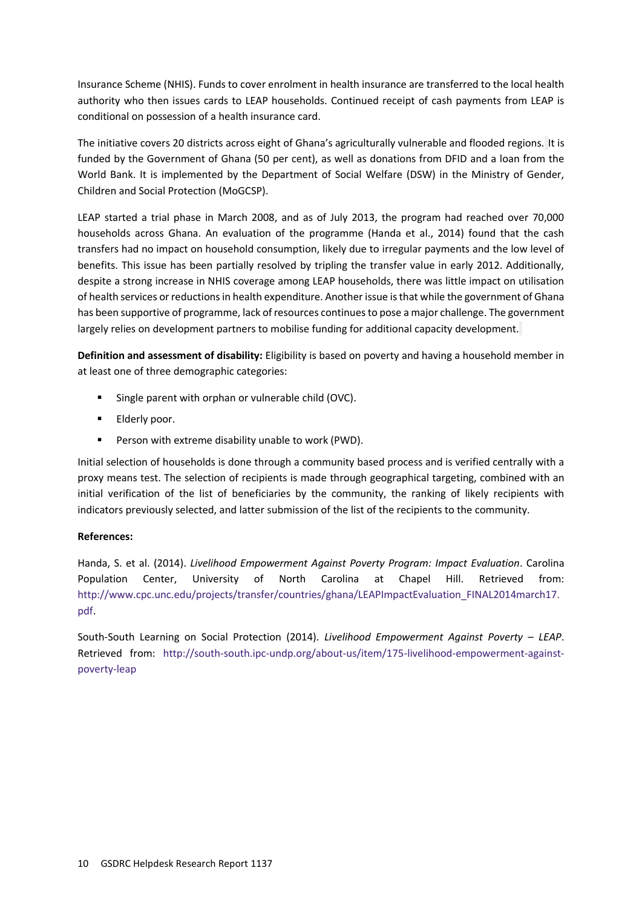Insurance Scheme (NHIS). Funds to cover enrolment in health insurance are transferred to the local health authority who then issues cards to LEAP households. Continued receipt of cash payments from LEAP is conditional on possession of a health insurance card.

The initiative covers 20 districts across eight of Ghana's agriculturally vulnerable and flooded regions. It is funded by the Government of Ghana (50 per cent), as well as donations from DFID and a loan from the World Bank. It is implemented by the Department of Social Welfare (DSW) in the Ministry of Gender, Children and Social Protection (MoGCSP).

LEAP started a trial phase in March 2008, and as of July 2013, the program had reached over 70,000 households across Ghana. An evaluation of the programme (Handa et al., 2014) found that the cash transfers had no impact on household consumption, likely due to irregular payments and the low level of benefits. This issue has been partially resolved by tripling the transfer value in early 2012. Additionally, despite a strong increase in NHIS coverage among LEAP households, there was little impact on utilisation of health services or reductions in health expenditure. Another issue is that while the government of Ghana has been supportive of programme, lack of resources continues to pose a major challenge. The government largely relies on development partners to mobilise funding for additional capacity development.

**Definition and assessment of disability:** Eligibility is based on poverty and having a household member in at least one of three demographic categories:

- Single parent with orphan or vulnerable child (OVC).
- Elderly poor.
- Person with extreme disability unable to work (PWD).

Initial selection of households is done through a community based process and is verified centrally with a proxy means test. The selection of recipients is made through geographical targeting, combined with an initial verification of the list of beneficiaries by the community, the ranking of likely recipients with indicators previously selected, and latter submission of the list of the recipients to the community.

**References:**

Handa, S. et al. (2014). *Livelihood Empowerment Against Poverty Program: Impact Evaluation*. Carolina Population Center, University of North Carolina at Chapel Hill. Retrieved from: http://www.cpc.unc.edu/projects/transfer/countries/ghana/LEAPImpactEvaluation_FINAL2014march17.pdf.

South-South Learning on Social Protection (2014). *Livelihood Empowerment Against Poverty – LEAP*. Retrieved from: http://south-south.ipc-undp.org/about-us/item/175-livelihood-empowerment-against-poverty-leap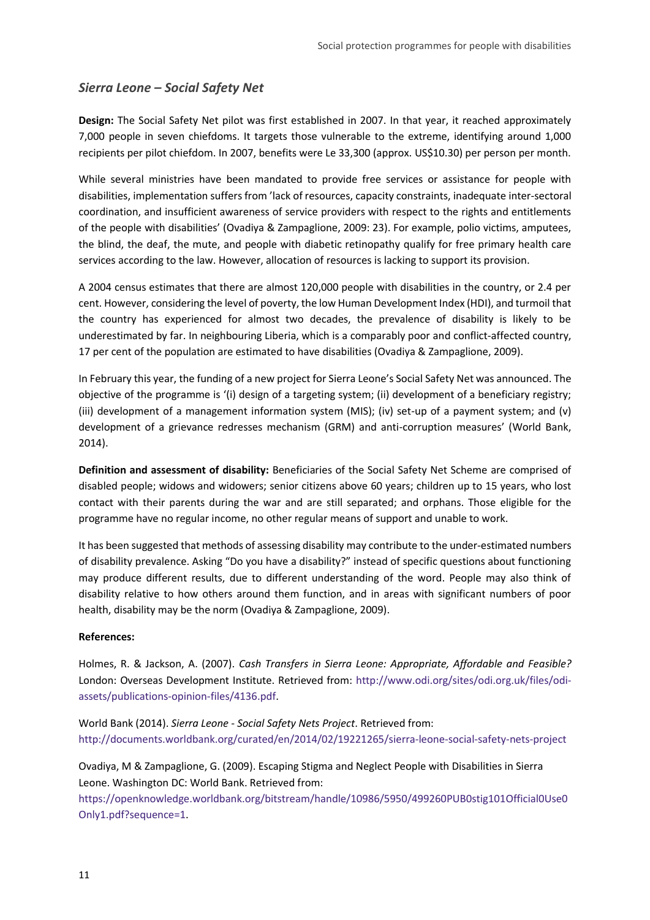## *Sierra Leone – Social Safety Net*

**Design:** The Social Safety Net pilot was first established in 2007. In that year, it reached approximately 7,000 people in seven chiefdoms. It targets those vulnerable to the extreme, identifying around 1,000 recipients per pilot chiefdom. In 2007, benefits were Le 33,300 (approx. US$10.30) per person per month.

While several ministries have been mandated to provide free services or assistance for people with disabilities, implementation suffers from 'lack of resources, capacity constraints, inadequate inter-sectoral coordination, and insufficient awareness of service providers with respect to the rights and entitlements of the people with disabilities' (Ovadiya & Zampaglione, 2009: 23). For example, polio victims, amputees, the blind, the deaf, the mute, and people with diabetic retinopathy qualify for free primary health care services according to the law. However, allocation of resources is lacking to support its provision.

A 2004 census estimates that there are almost 120,000 people with disabilities in the country, or 2.4 per cent. However, considering the level of poverty, the low Human Development Index (HDI), and turmoil that the country has experienced for almost two decades, the prevalence of disability is likely to be underestimated by far. In neighbouring Liberia, which is a comparably poor and conflict-affected country, 17 per cent of the population are estimated to have disabilities (Ovadiya & Zampaglione, 2009).

In February this year, the funding of a new project for Sierra Leone's Social Safety Net was announced. The objective of the programme is '(i) design of a targeting system; (ii) development of a beneficiary registry; (iii) development of a management information system (MIS); (iv) set-up of a payment system; and (v) development of a grievance redresses mechanism (GRM) and anti-corruption measures' (World Bank, 2014).

**Definition and assessment of disability:** Beneficiaries of the Social Safety Net Scheme are comprised of disabled people; widows and widowers; senior citizens above 60 years; children up to 15 years, who lost contact with their parents during the war and are still separated; and orphans. Those eligible for the programme have no regular income, no other regular means of support and unable to work.

It has been suggested that methods of assessing disability may contribute to the under-estimated numbers of disability prevalence. Asking "Do you have a disability?" instead of specific questions about functioning may produce different results, due to different understanding of the word. People may also think of disability relative to how others around them function, and in areas with significant numbers of poor health, disability may be the norm (Ovadiya & Zampaglione, 2009).

**References:**

Holmes, R. & Jackson, A. (2007). *Cash Transfers in Sierra Leone: Appropriate, Affordable and Feasible?* London: Overseas Development Institute. Retrieved from: http://www.odi.org/sites/odi.org.uk/files/odi-assets/publications-opinion-files/4136.pdf.

World Bank (2014). *Sierra Leone - Social Safety Nets Project*. Retrieved from: http://documents.worldbank.org/curated/en/2014/02/19221265/sierra-leone-social-safety-nets-project

Ovadiya, M & Zampaglione, G. (2009). Escaping Stigma and Neglect People with Disabilities in Sierra Leone. Washington DC: World Bank. Retrieved from: https://openknowledge.worldbank.org/bitstream/handle/10986/5950/499260PUB0stig101Official0Use0Only1.pdf?sequence=1.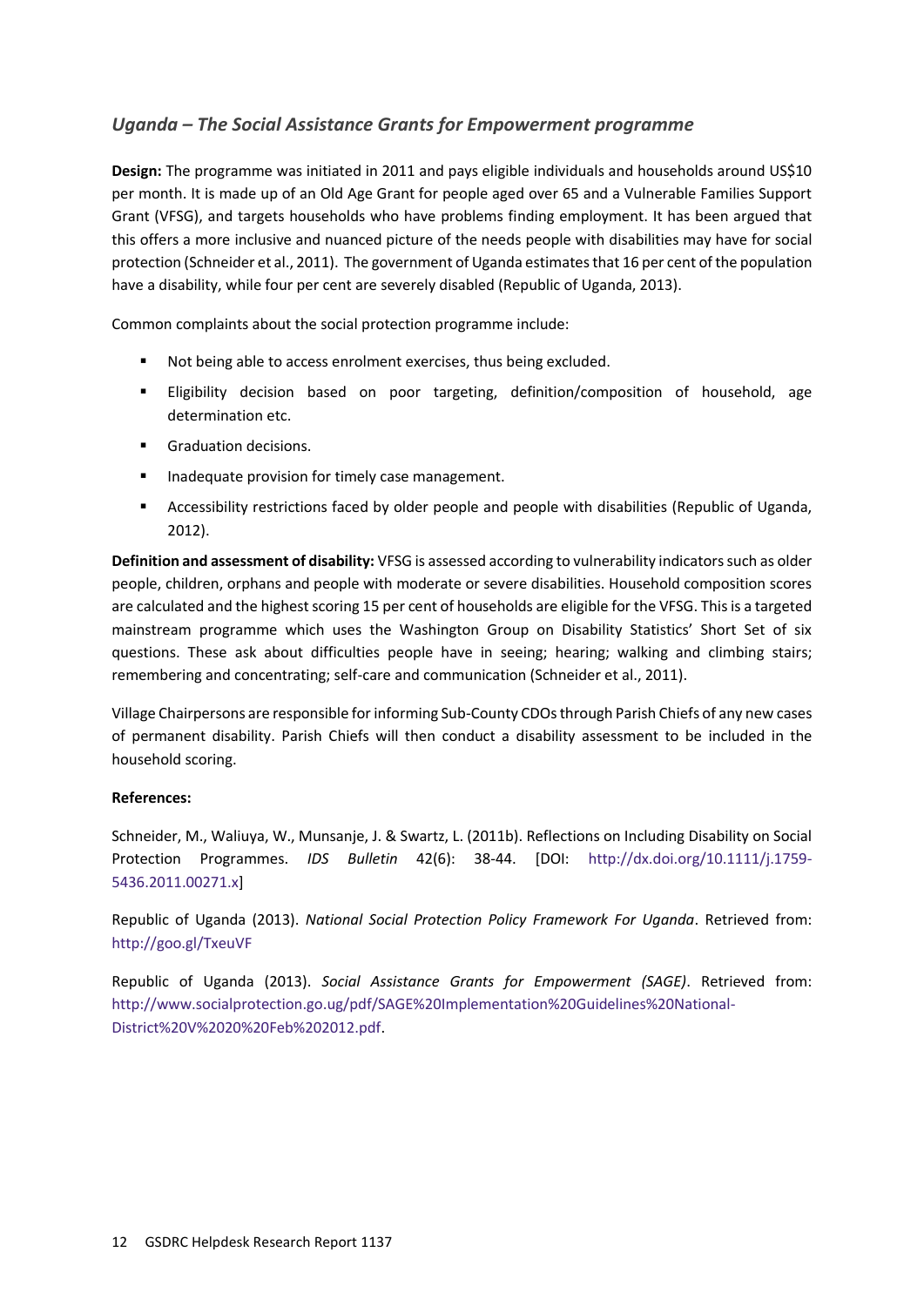### *Uganda – The Social Assistance Grants for Empowerment programme*

**Design:** The programme was initiated in 2011 and pays eligible individuals and households around US$10 per month. It is made up of an Old Age Grant for people aged over 65 and a Vulnerable Families Support Grant (VFSG), and targets households who have problems finding employment. It has been argued that this offers a more inclusive and nuanced picture of the needs people with disabilities may have for social protection (Schneider et al., 2011). The government of Uganda estimates that 16 per cent of the population have a disability, while four per cent are severely disabled (Republic of Uganda, 2013).

Common complaints about the social protection programme include:

- Not being able to access enrolment exercises, thus being excluded.
- Eligibility decision based on poor targeting, definition/composition of household, age determination etc.
- Graduation decisions.
- Inadequate provision for timely case management.
- Accessibility restrictions faced by older people and people with disabilities (Republic of Uganda, 2012).

**Definition and assessment of disability:** VFSG is assessed according to vulnerability indicators such as older people, children, orphans and people with moderate or severe disabilities. Household composition scores are calculated and the highest scoring 15 per cent of households are eligible for the VFSG. This is a targeted mainstream programme which uses the Washington Group on Disability Statistics' Short Set of six questions. These ask about difficulties people have in seeing; hearing; walking and climbing stairs; remembering and concentrating; self-care and communication (Schneider et al., 2011).

Village Chairpersons are responsible for informing Sub-County CDOs through Parish Chiefs of any new cases of permanent disability. Parish Chiefs will then conduct a disability assessment to be included in the household scoring.

**References:**

Schneider, M., Waliuya, W., Munsanje, J. & Swartz, L. (2011b). Reflections on Including Disability on Social Protection Programmes. *IDS Bulletin* 42(6): 38-44. [DOI: http://dx.doi.org/10.1111/j.1759-5436.2011.00271.x]

Republic of Uganda (2013). *National Social Protection Policy Framework For Uganda*. Retrieved from: http://goo.gl/TxeuVF

Republic of Uganda (2013). *Social Assistance Grants for Empowerment (SAGE)*. Retrieved from: http://www.socialprotection.go.ug/pdf/SAGE%20Implementation%20Guidelines%20National-District%20V%2020%20Feb%202012.pdf.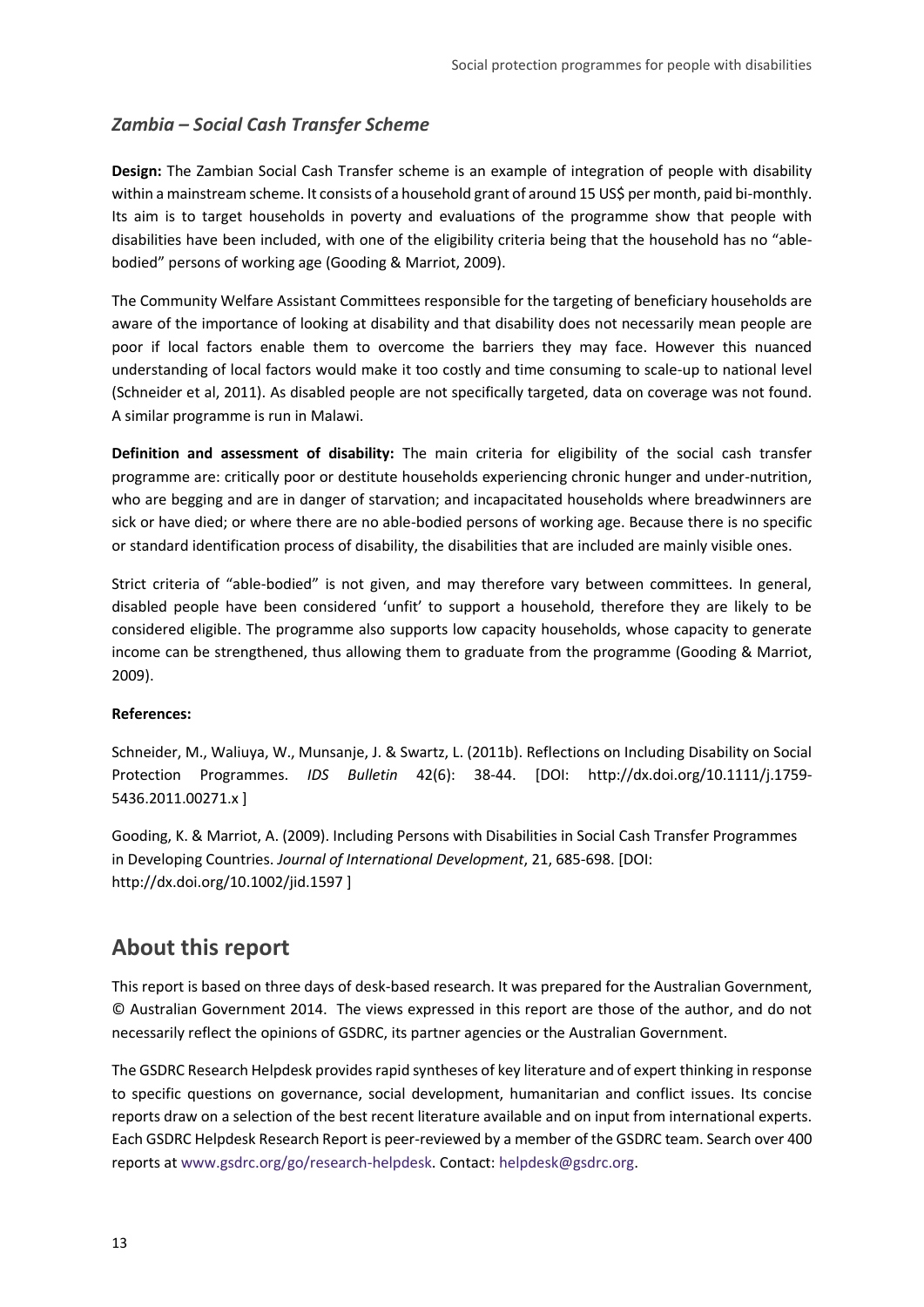### *Zambia – Social Cash Transfer Scheme*

**Design:** The Zambian Social Cash Transfer scheme is an example of integration of people with disability within a mainstream scheme. It consists of a household grant of around 15 US$ per month, paid bi-monthly. Its aim is to target households in poverty and evaluations of the programme show that people with disabilities have been included, with one of the eligibility criteria being that the household has no "able-bodied" persons of working age (Gooding & Marriot, 2009).

The Community Welfare Assistant Committees responsible for the targeting of beneficiary households are aware of the importance of looking at disability and that disability does not necessarily mean people are poor if local factors enable them to overcome the barriers they may face. However this nuanced understanding of local factors would make it too costly and time consuming to scale-up to national level (Schneider et al, 2011). As disabled people are not specifically targeted, data on coverage was not found. A similar programme is run in Malawi.

**Definition and assessment of disability:** The main criteria for eligibility of the social cash transfer programme are: critically poor or destitute households experiencing chronic hunger and under-nutrition, who are begging and are in danger of starvation; and incapacitated households where breadwinners are sick or have died; or where there are no able-bodied persons of working age. Because there is no specific or standard identification process of disability, the disabilities that are included are mainly visible ones.

Strict criteria of "able-bodied" is not given, and may therefore vary between committees. In general, disabled people have been considered 'unfit' to support a household, therefore they are likely to be considered eligible. The programme also supports low capacity households, whose capacity to generate income can be strengthened, thus allowing them to graduate from the programme (Gooding & Marriot, 2009).

**References:**

Schneider, M., Waliuya, W., Munsanje, J. & Swartz, L. (2011b). Reflections on Including Disability on Social Protection Programmes. *IDS Bulletin* 42(6): 38-44. [DOI: http://dx.doi.org/10.1111/j.1759-5436.2011.00271.x ]

Gooding, K. & Marriot, A. (2009). Including Persons with Disabilities in Social Cash Transfer Programmes in Developing Countries. *Journal of International Development*, 21, 685-698. [DOI: http://dx.doi.org/10.1002/jid.1597 ]

## About this report

This report is based on three days of desk-based research. It was prepared for the Australian Government, © Australian Government 2014. The views expressed in this report are those of the author, and do not necessarily reflect the opinions of GSDRC, its partner agencies or the Australian Government.

The GSDRC Research Helpdesk provides rapid syntheses of key literature and of expert thinking in response to specific questions on governance, social development, humanitarian and conflict issues. Its concise reports draw on a selection of the best recent literature available and on input from international experts. Each GSDRC Helpdesk Research Report is peer-reviewed by a member of the GSDRC team. Search over 400 reports at www.gsdrc.org/go/research-helpdesk. Contact: helpdesk@gsdrc.org.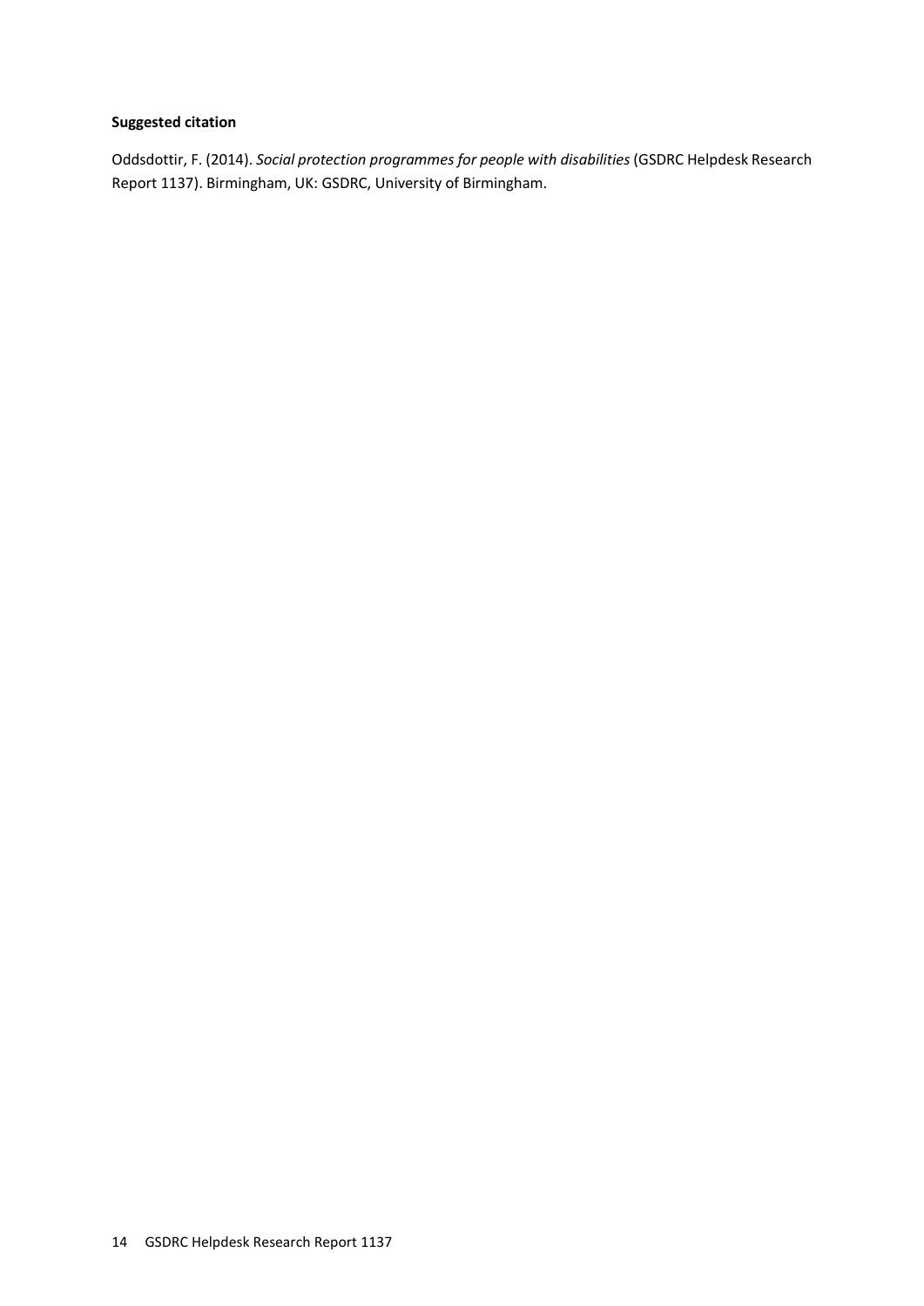**Suggested citation**

Oddsdottir, F. (2014). *Social protection programmes for people with disabilities* (GSDRC Helpdesk Research Report 1137). Birmingham, UK: GSDRC, University of Birmingham.